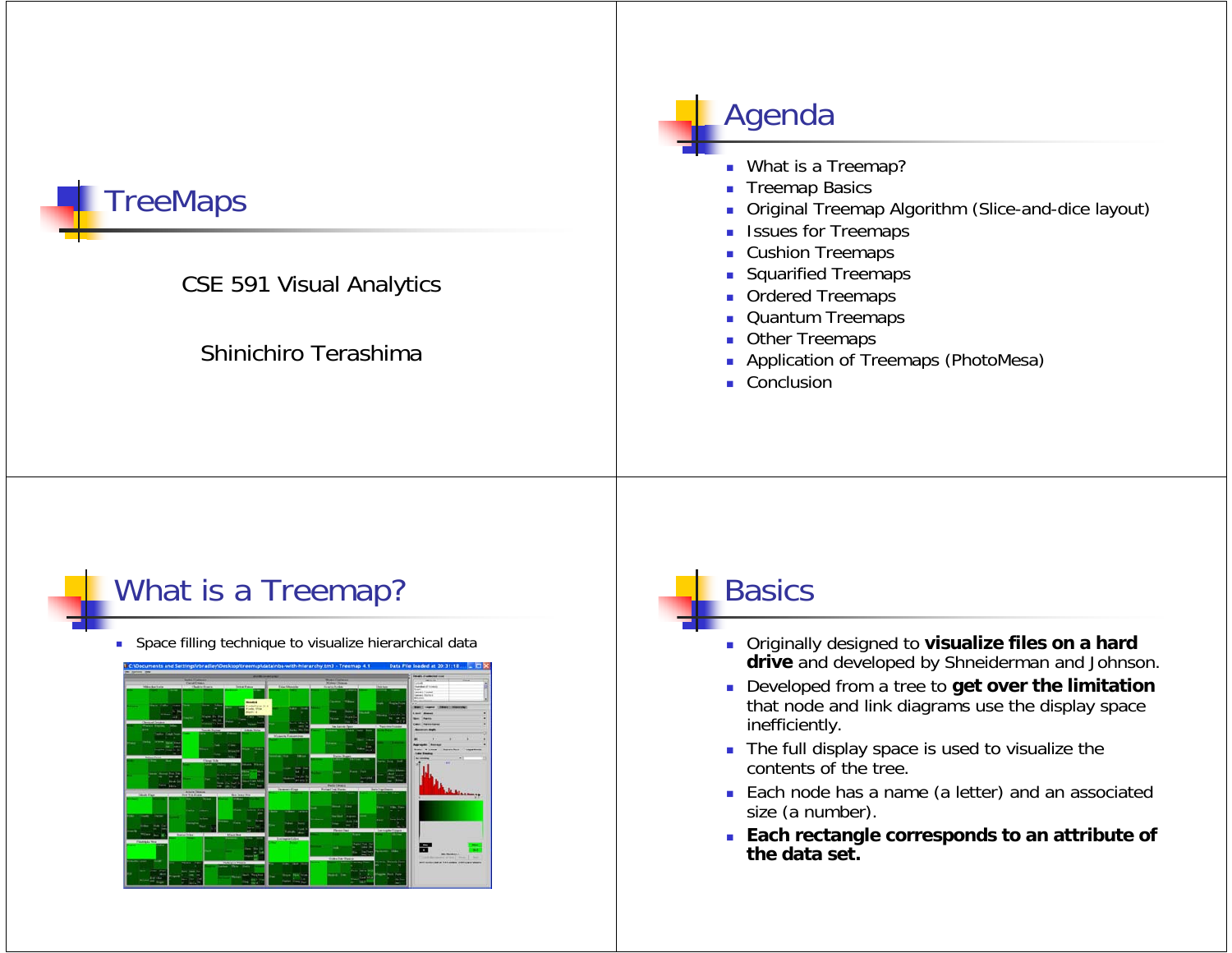# TreeMaps

CSE 591 Visual Analytics

Shinichiro Terashima

## Agenda

- What is a Treemap?
- Treemap Basics
- Original Treemap Algorithm (Slice-and-dice layout)
- Issues for Treemaps
- Cushion Treemaps
- Squarified Treemaps
- Ordered Treemaps
- Quantum Treemaps
- Other Treemaps
- Application of Treemaps (PhotoMesa)
- Conclusion

## What is a Treemap?

- Space filling technique to visualize hierarchical data

## Basics

- Originally designed to **visualize files on a hard drive** and developed by Shneiderman and Johnson.
- Developed from a tree to **get over the limitation** that node and link diagrams use the display space inefficiently.
- The full display space is used to visualize the contents of the tree.
- Each node has a name (a letter) and an associated size (a number).
- **Each rectangle corresponds to an attribute of the data set.**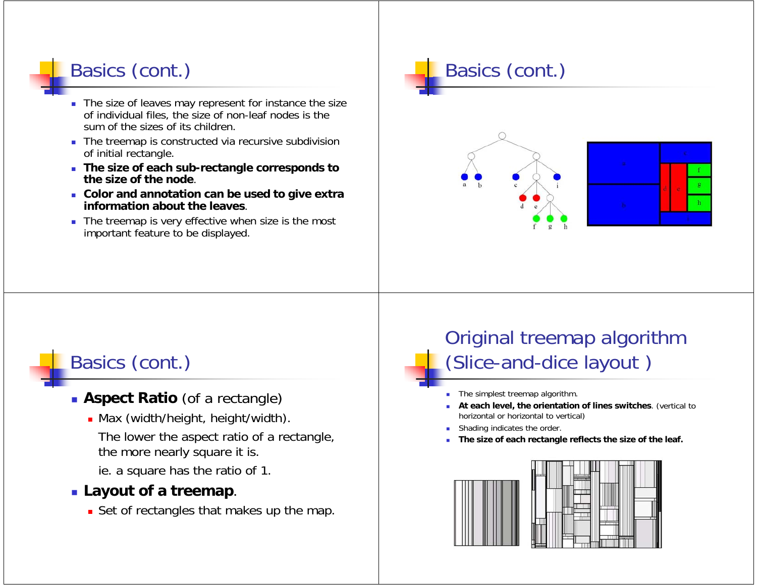## Basics (cont.)

- The size of leaves may represent for instance the size of individual files, the size of non-leaf nodes is the sum of the sizes of its children.
- The treemap is constructed via recursive subdivision of initial rectangle.
- **The size of each sub-rectangle corresponds to the size of the node**.
- **Color and annotation can be used to give extra information about the leaves**.
- The treemap is very effective when size is the most important feature to be displayed.

## Basics (cont.)

a b c d e f g h i

## Basics (cont.)

- **Aspect Ratio** (of a rectangle)
  - Max (width/height, height/width).

    The lower the aspect ratio of a rectangle, the more nearly square it is.

    ie. a square has the ratio of 1.
- **Layout of a treemap**.
  - Set of rectangles that makes up the map.

## Original treemap algorithm (Slice-and-dice layout )

- The simplest treemap algorithm.
- **At each level, the orientation of lines switches**. (vertical to horizontal or horizontal to vertical)
- Shading indicates the order.
- **The size of each rectangle reflects the size of the leaf.**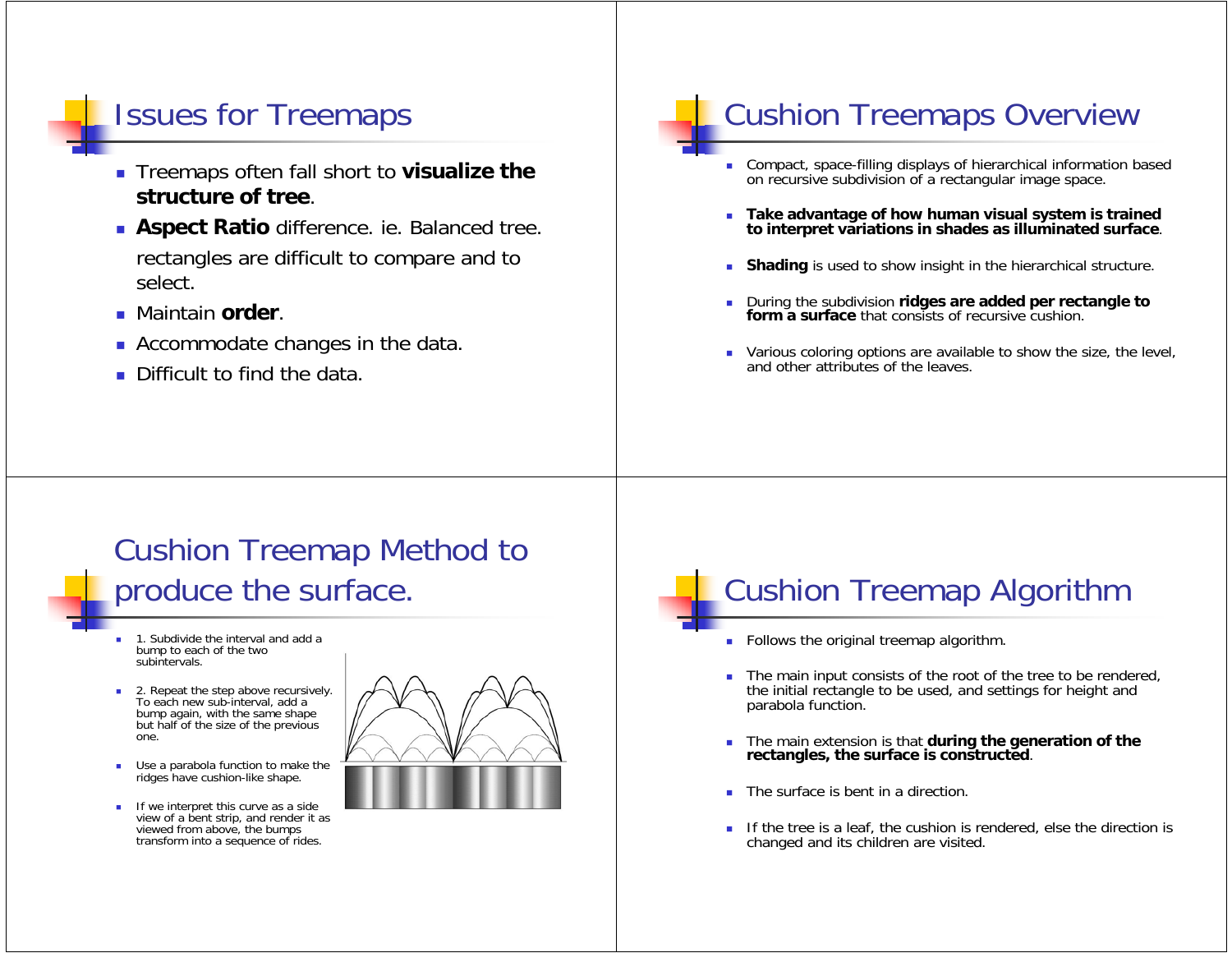## Issues for Treemaps

- Treemaps often fall short to **visualize the structure of tree**.
- **Aspect Ratio** difference. ie. Balanced tree. rectangles are difficult to compare and to select.
- Maintain **order**.
- Accommodate changes in the data.
- Difficult to find the data.

## Cushion Treemaps Overview

- Compact, space-filling displays of hierarchical information based on recursive subdivision of a rectangular image space.
- **Take advantage of how human visual system is trained to interpret variations in shades as illuminated surface**.
- **Shading** is used to show insight in the hierarchical structure.
- During the subdivision **ridges are added per rectangle to form a surface** that consists of recursive cushion.
- Various coloring options are available to show the size, the level, and other attributes of the leaves.

## Cushion Treemap Method to produce the surface.

- 1. Subdivide the interval and add a bump to each of the two subintervals.
- 2. Repeat the step above recursively. To each new sub-interval, add a bump again, with the same shape but half of the size of the previous one.
- Use a parabola function to make the ridges have cushion-like shape.
- If we interpret this curve as a side view of a bent strip, and render it as viewed from above, the bumps transform into a sequence of rides.

## Cushion Treemap Algorithm

- Follows the original treemap algorithm.
- The main input consists of the root of the tree to be rendered, the initial rectangle to be used, and settings for height and parabola function.
- The main extension is that **during the generation of the rectangles, the surface is constructed**.
- The surface is bent in a direction.
- If the tree is a leaf, the cushion is rendered, else the direction is changed and its children are visited.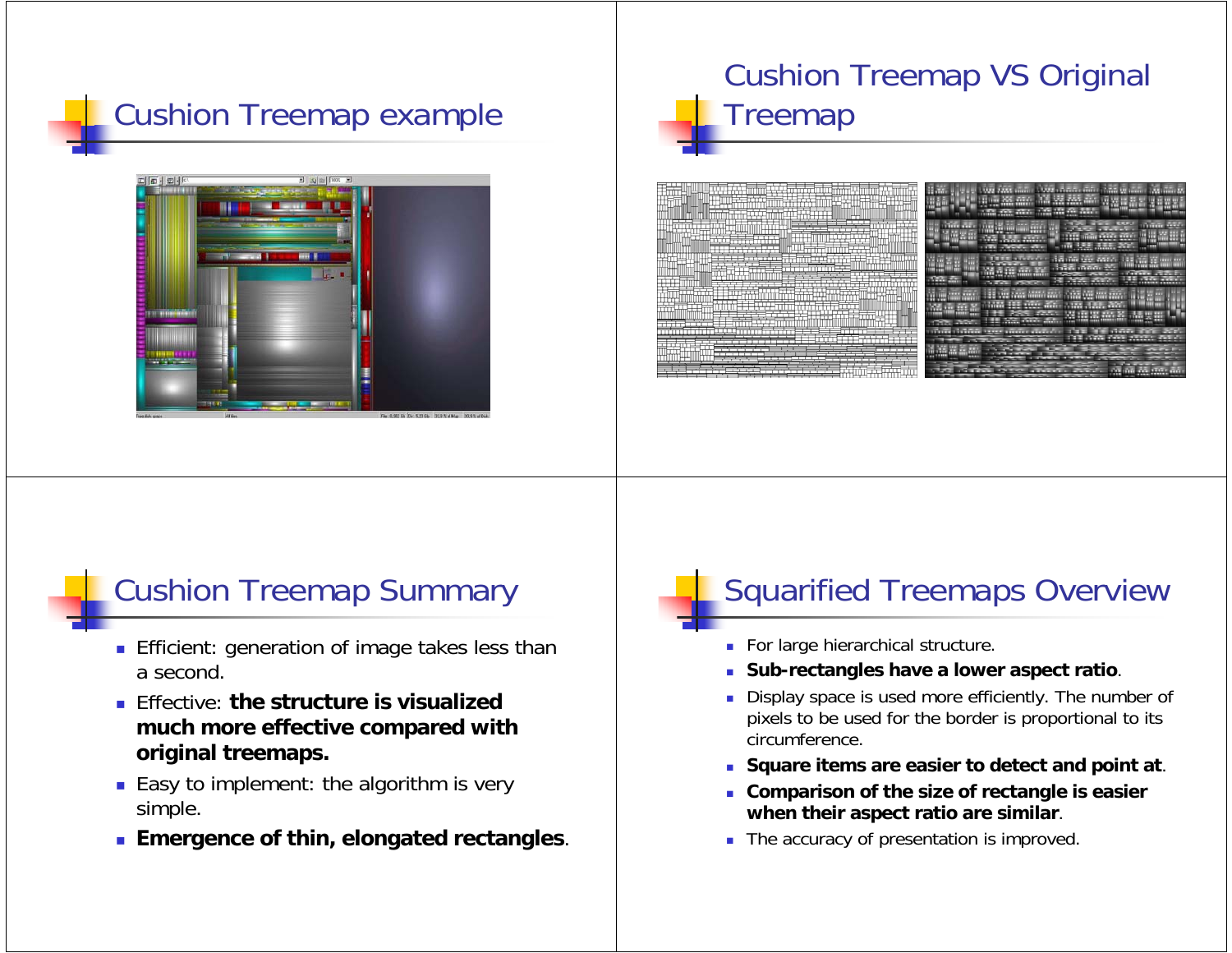## Cushion Treemap example

## Cushion Treemap VS Original Treemap

## Cushion Treemap Summary

- Efficient: generation of image takes less than a second.
- Effective: **the structure is visualized much more effective compared with original treemaps.**
- Easy to implement: the algorithm is very simple.
- **Emergence of thin, elongated rectangles**.

## Squarified Treemaps Overview

- For large hierarchical structure.
- **Sub-rectangles have a lower aspect ratio**.
- Display space is used more efficiently. The number of pixels to be used for the border is proportional to its circumference.
- **Square items are easier to detect and point at**.
- **Comparison of the size of rectangle is easier when their aspect ratio are similar**.
- The accuracy of presentation is improved.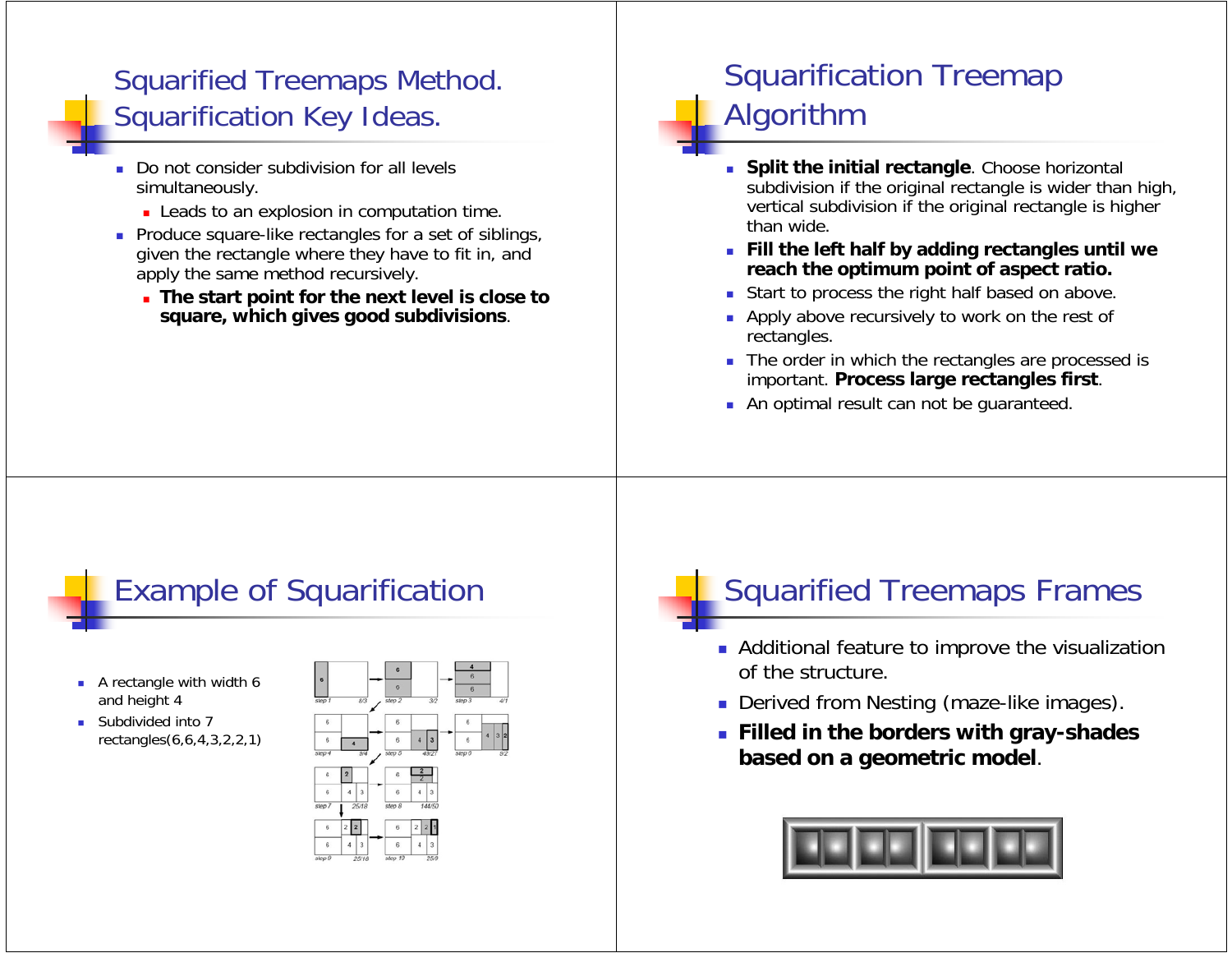## Squarified Treemaps Method. Squarification Key Ideas.

- Do not consider subdivision for all levels simultaneously.
  - Leads to an explosion in computation time.
- Produce square-like rectangles for a set of siblings, given the rectangle where they have to fit in, and apply the same method recursively.
  - **The start point for the next level is close to square, which gives good subdivisions**.

## Squarification Treemap Algorithm

- **Split the initial rectangle**. Choose horizontal subdivision if the original rectangle is wider than high, vertical subdivision if the original rectangle is higher than wide.
- **Fill the left half by adding rectangles until we reach the optimum point of aspect ratio.**
- Start to process the right half based on above.
- Apply above recursively to work on the rest of rectangles.
- The order in which the rectangles are processed is important. **Process large rectangles first**.
- An optimal result can not be guaranteed.

## Example of Squarification

- A rectangle with width 6 and height 4
- Subdivided into 7 rectangles(6,6,4,3,2,2,1)

step 1 8/3
step 2 3/2
step 3 4/1
step 4 9/4
step 5 49/27
step 6 9/2
step 7 25/18
step 8 144/50
step 9 25/16
step 10 25/9

## Squarified Treemaps Frames

- Additional feature to improve the visualization of the structure.
- Derived from Nesting (maze-like images).
- **Filled in the borders with gray-shades based on a geometric model**.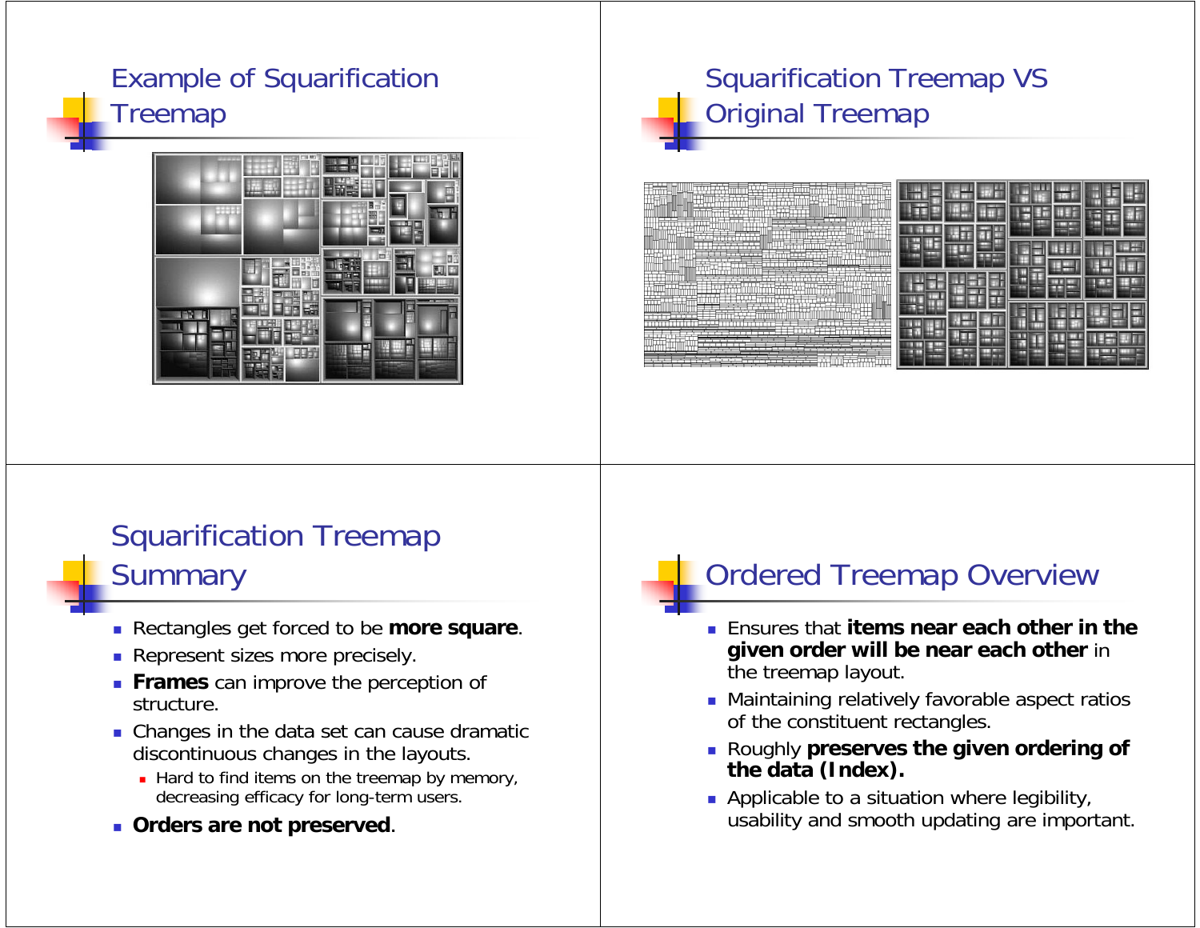## Example of Squarification Treemap

## Squarification Treemap VS Original Treemap

## Squarification Treemap Summary

- Rectangles get forced to be **more square**.
- Represent sizes more precisely.
- **Frames** can improve the perception of structure.
- Changes in the data set can cause dramatic discontinuous changes in the layouts.
  - Hard to find items on the treemap by memory, decreasing efficacy for long-term users.
- **Orders are not preserved**.

## Ordered Treemap Overview

- Ensures that **items near each other in the given order will be near each other** in the treemap layout.
- Maintaining relatively favorable aspect ratios of the constituent rectangles.
- Roughly **preserves the given ordering of the data (Index).**
- Applicable to a situation where legibility, usability and smooth updating are important.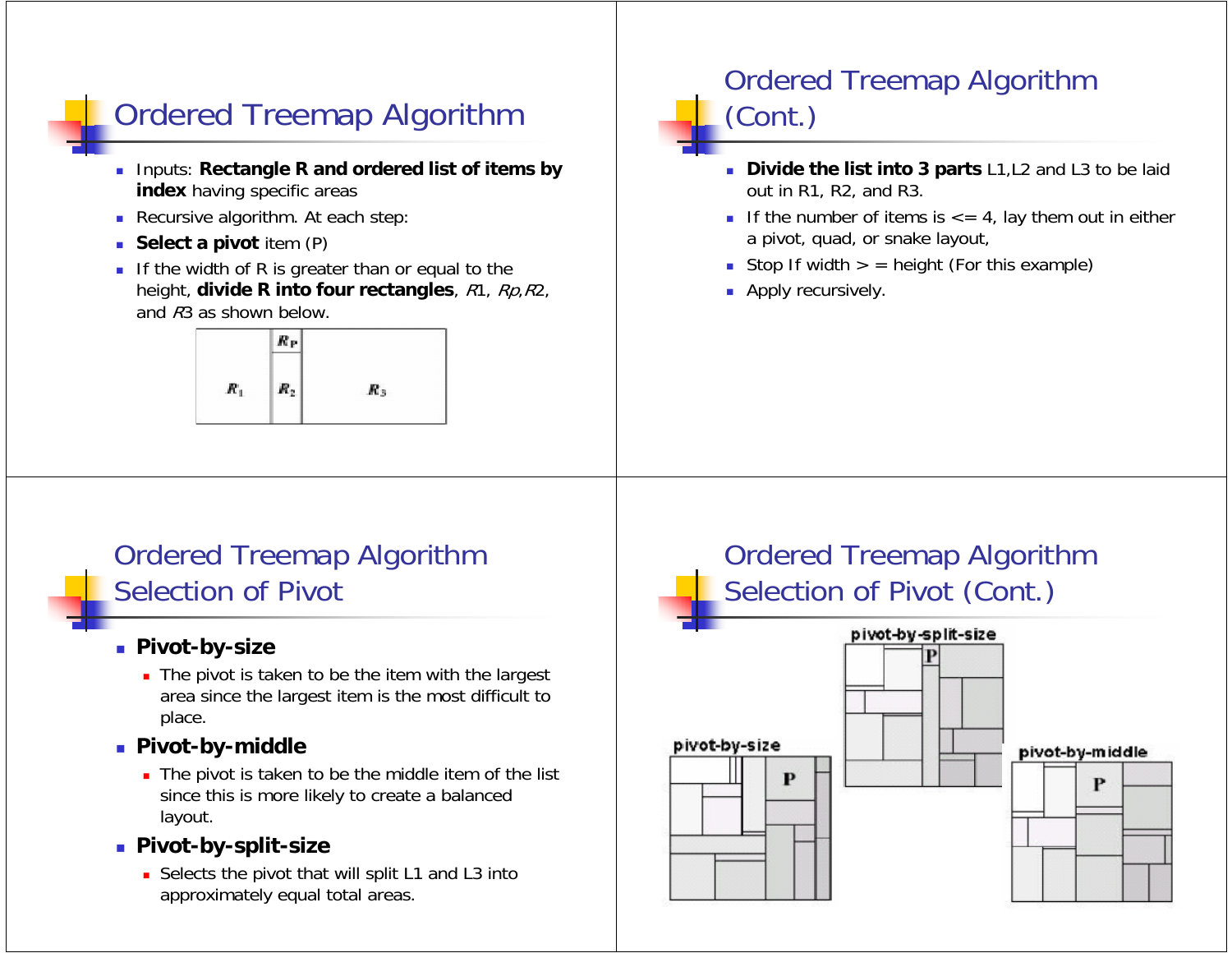## Ordered Treemap Algorithm

- Inputs: **Rectangle R and ordered list of items by index** having specific areas
- Recursive algorithm. At each step:
- **Select a pivot** item (P)
- If the width of R is greater than or equal to the height, **divide R into four rectangles**, *R*1, *Rp*,*R*2, and *R*3 as shown below.

$R_1$ $R_P$ $R_2$ $R_3$

## Ordered Treemap Algorithm (Cont.)

- **Divide the list into 3 parts** L1,L2 and L3 to be laid out in R1, R2, and R3.
- If the number of items is <= 4, lay them out in either a pivot, quad, or snake layout,
- Stop If width > = height (For this example)
- Apply recursively.

## Ordered Treemap Algorithm Selection of Pivot

- **Pivot-by-size**
  - The pivot is taken to be the item with the largest area since the largest item is the most difficult to place.
- **Pivot-by-middle**
  - The pivot is taken to be the middle item of the list since this is more likely to create a balanced layout.
- **Pivot-by-split-size**
  - Selects the pivot that will split L1 and L3 into approximately equal total areas.

## Ordered Treemap Algorithm Selection of Pivot (Cont.)

pivot-by-split-size

P

pivot-by-size

P

pivot-by-middle

P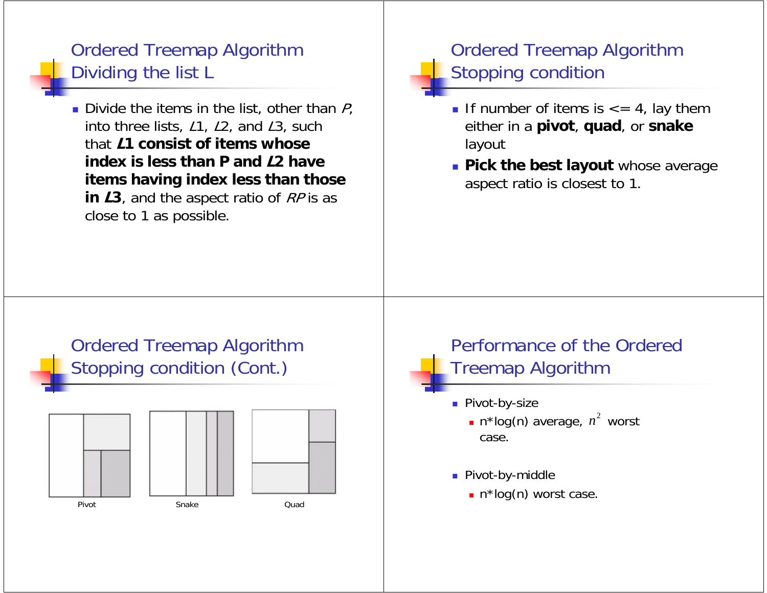## Ordered Treemap Algorithm Dividing the list L

- Divide the items in the list, other than *P*, into three lists, *L*1, *L*2, and *L*3, such that ***L*1 consist of items whose index is less than P and *L*2 have items having index less than those in *L*3**, and the aspect ratio of *RP* is as close to 1 as possible.

## Ordered Treemap Algorithm Stopping condition

- If number of items is <= 4, lay them either in a **pivot**, **quad**, or **snake** layout
- **Pick the best layout** whose average aspect ratio is closest to 1.

## Ordered Treemap Algorithm Stopping condition (Cont.)

Pivot

Snake

Quad

## Performance of the Ordered Treemap Algorithm

- Pivot-by-size
  - n*log(n) average, $n^2$ worst case.
- Pivot-by-middle
  - n*log(n) worst case.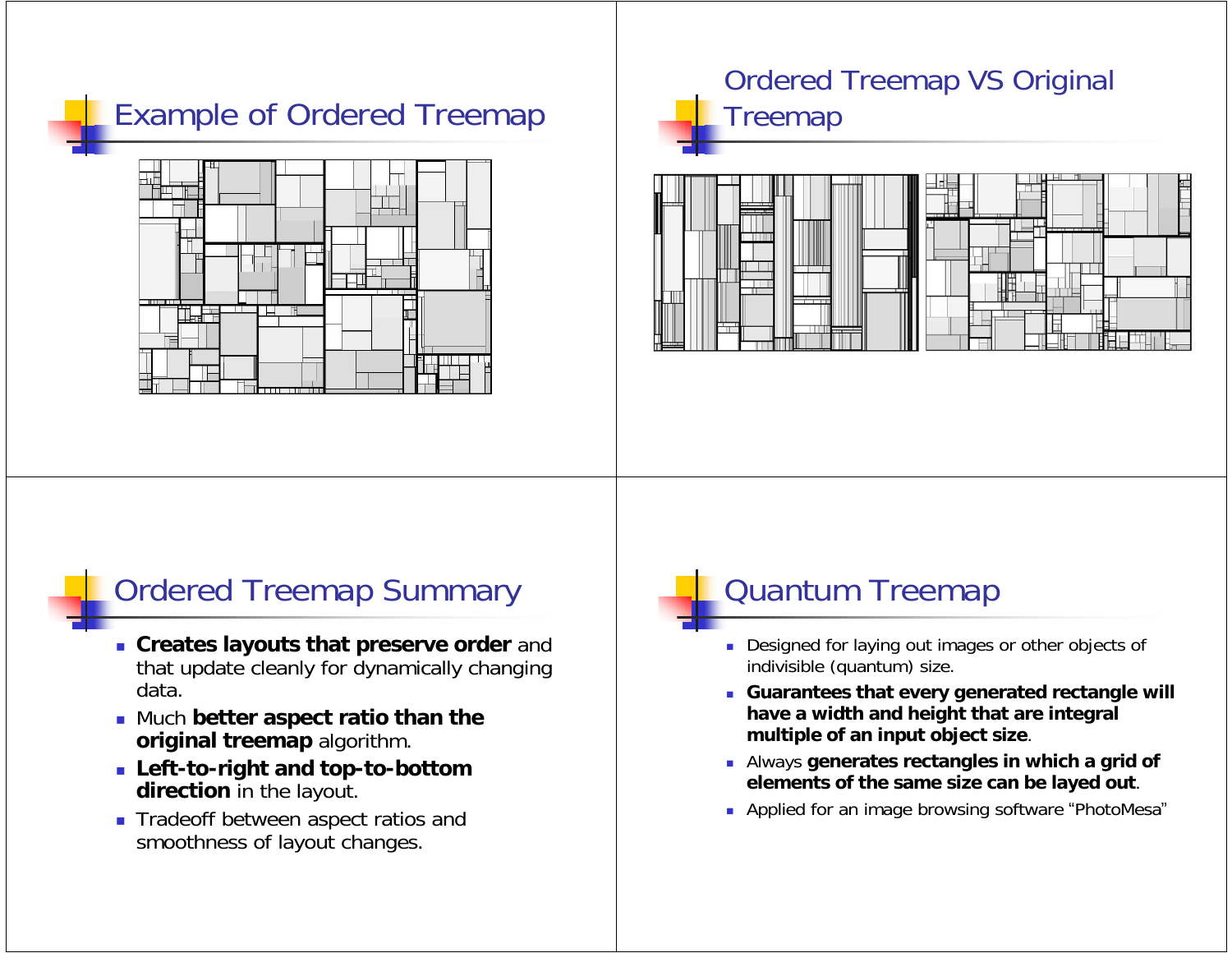## Example of Ordered Treemap

## Ordered Treemap VS Original Treemap

## Ordered Treemap Summary

- **Creates layouts that preserve order** and that update cleanly for dynamically changing data.
- Much **better aspect ratio than the original treemap** algorithm.
- **Left-to-right and top-to-bottom direction** in the layout.
- Tradeoff between aspect ratios and smoothness of layout changes.

## Quantum Treemap

- Designed for laying out images or other objects of indivisible (quantum) size.
- **Guarantees that every generated rectangle will have a width and height that are integral multiple of an input object size**.
- Always **generates rectangles in which a grid of elements of the same size can be layed out**.
- Applied for an image browsing software "PhotoMesa"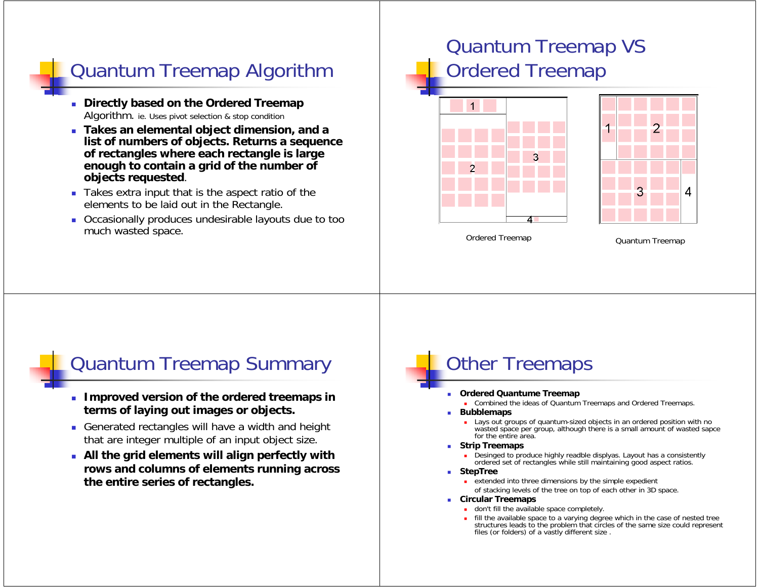## Quantum Treemap Algorithm

- **Directly based on the Ordered Treemap** Algorithm. ie. Uses pivot selection & stop condition
- **Takes an elemental object dimension, and a list of numbers of objects. Returns a sequence of rectangles where each rectangle is large enough to contain a grid of the number of objects requested**.
- Takes extra input that is the aspect ratio of the elements to be laid out in the Rectangle.
- Occasionally produces undesirable layouts due to too much wasted space.

## Quantum Treemap VS Ordered Treemap

Ordered Treemap

Quantum Treemap

## Quantum Treemap Summary

- **Improved version of the ordered treemaps in terms of laying out images or objects.**
- Generated rectangles will have a width and height that are integer multiple of an input object size.
- **All the grid elements will align perfectly with rows and columns of elements running across the entire series of rectangles.**

## Other Treemaps

- **Ordered Quantume Treemap**
  - Combined the ideas of Quantum Treemaps and Ordered Treemaps.
- **Bubblemaps**
  - Lays out groups of quantum-sized objects in an ordered position with no wasted space per group, although there is a small amount of wasted sapce for the entire area.
- **Strip Treemaps**
  - Desinged to produce highly readble displyas. Layout has a consistently ordered set of rectangles while still maintaining good aspect ratios.
- **StepTree**
  - extended into three dimensions by the simple expedient of stacking levels of the tree on top of each other in 3D space.
- **Circular Treemaps**
  - don't fill the available space completely.
  - fill the available space to a varying degree which in the case of nested tree structures leads to the problem that circles of the same size could represent files (or folders) of a vastly different size .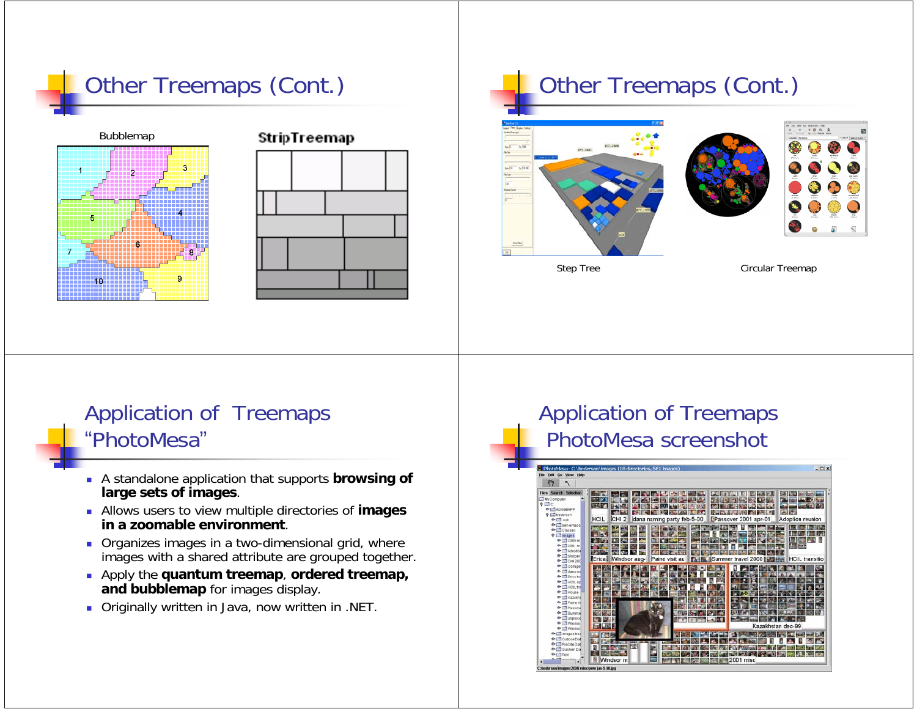## Other Treemaps (Cont.)

Bubblemap

StripTreemap

## Other Treemaps (Cont.)

Step Tree

Circular Treemap

## Application of Treemaps "PhotoMesa"

- A standalone application that supports **browsing of large sets of images**.
- Allows users to view multiple directories of **images in a zoomable environment**.
- Organizes images in a two-dimensional grid, where images with a shared attribute are grouped together.
- Apply the **quantum treemap**, **ordered treemap, and bubblemap** for images display.
- Originally written in Java, now written in .NET.

## Application of Treemaps PhotoMesa screenshot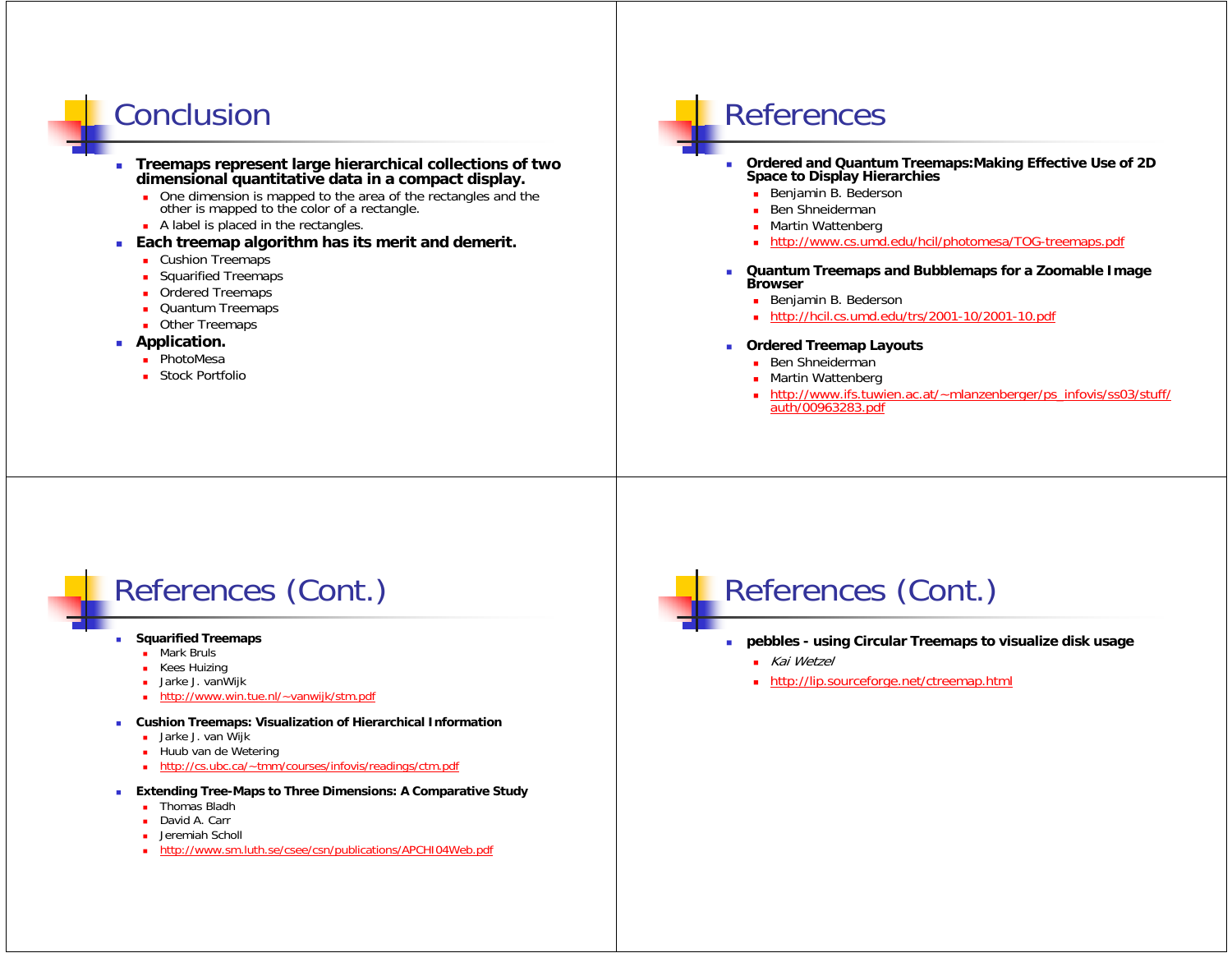## Conclusion

- **Treemaps represent large hierarchical collections of two dimensional quantitative data in a compact display.**
  - One dimension is mapped to the area of the rectangles and the other is mapped to the color of a rectangle.
  - A label is placed in the rectangles.
- **Each treemap algorithm has its merit and demerit.**
  - Cushion Treemaps
  - Squarified Treemaps
  - Ordered Treemaps
  - Quantum Treemaps
  - Other Treemaps
- **Application.**
  - PhotoMesa
  - Stock Portfolio

## References

- **Ordered and Quantum Treemaps:Making Effective Use of 2D Space to Display Hierarchies**
  - Benjamin B. Bederson
  - Ben Shneiderman
  - Martin Wattenberg
  - http://www.cs.umd.edu/hcil/photomesa/TOG-treemaps.pdf
- **Quantum Treemaps and Bubblemaps for a Zoomable Image Browser**
  - Benjamin B. Bederson
  - http://hcil.cs.umd.edu/trs/2001-10/2001-10.pdf
- **Ordered Treemap Layouts**
  - Ben Shneiderman
  - Martin Wattenberg
  - http://www.ifs.tuwien.ac.at/~mlanzenberger/ps_infovis/ss03/stuff/auth/00963283.pdf

## References (Cont.)

- **Squarified Treemaps**
  - Mark Bruls
  - Kees Huizing
  - Jarke J. vanWijk
  - http://www.win.tue.nl/~vanwijk/stm.pdf
- **Cushion Treemaps: Visualization of Hierarchical Information**
  - Jarke J. van Wijk
  - Huub van de Wetering
  - http://cs.ubc.ca/~tmm/courses/infovis/readings/ctm.pdf
- **Extending Tree-Maps to Three Dimensions: A Comparative Study**
  - Thomas Bladh
  - David A. Carr
  - Jeremiah Scholl
  - http://www.sm.luth.se/csee/csn/publications/APCHI04Web.pdf

## References (Cont.)

- **pebbles - using Circular Treemaps to visualize disk usage**
  - *Kai Wetzel*
  - http://lip.sourceforge.net/ctreemap.html